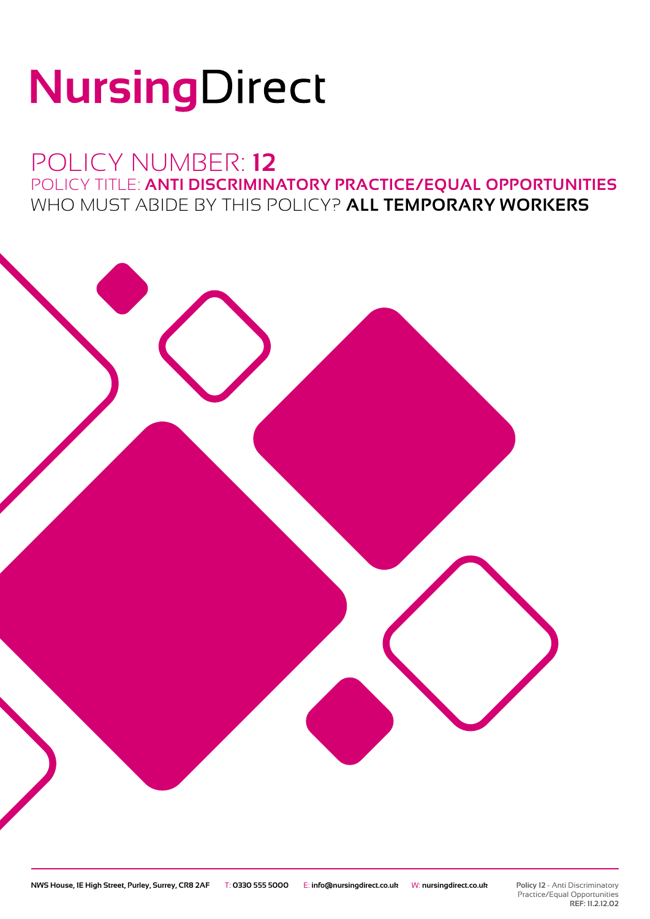# NursingDirect

## POLICY NUMBER: **12**

### POLICY TITLE: **ANTI DISCRIMINATORY PRACTICE/EQUAL OPPORTUNITIES**

### WHO MUST ABIDE BY THIS POLICY? **ALL TEMPORARY WORKERS**

**NWS House, 1E High Street, Purley, Surrey, CR8 2AF** T: **0330 555 5000** E: **info@nursingdirect.co.uk** W: **nursingdirect.co.uk**

**Policy 12** - Anti Discriminatory Practice/Equal Opportunities
**REF: 11.2.12.02**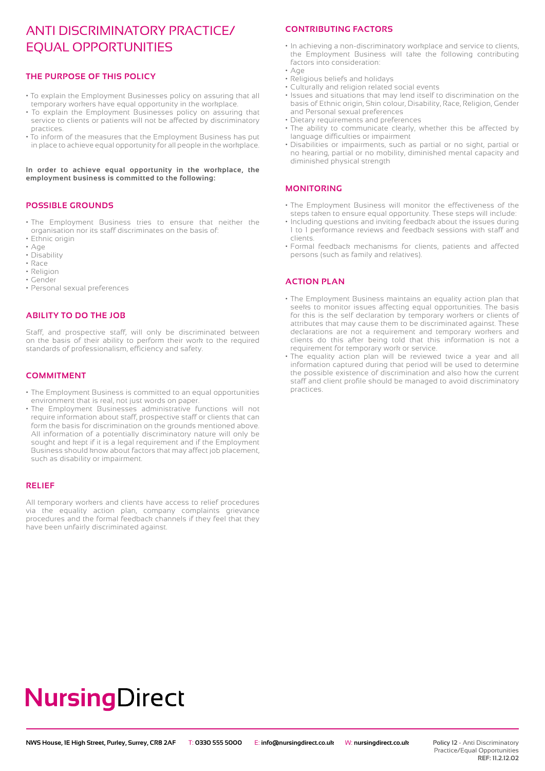# ANTI DISCRIMINATORY PRACTICE/ EQUAL OPPORTUNITIES

## THE PURPOSE OF THIS POLICY

- To explain the Employment Businesses policy on assuring that all temporary workers have equal opportunity in the workplace.
- To explain the Employment Businesses policy on assuring that service to clients or patients will not be affected by discriminatory practices.
- To inform of the measures that the Employment Business has put in place to achieve equal opportunity for all people in the workplace.

**In order to achieve equal opportunity in the workplace, the employment business is committed to the following:**

## POSSIBLE GROUNDS

- The Employment Business tries to ensure that neither the organisation nor its staff discriminates on the basis of:
- Ethnic origin
- Age
- Disability
- Race
- Religion
- Gender
- Personal sexual preferences

## ABILITY TO DO THE JOB

Staff, and prospective staff, will only be discriminated between on the basis of their ability to perform their work to the required standards of professionalism, efficiency and safety.

## COMMITMENT

- The Employment Business is committed to an equal opportunities environment that is real, not just words on paper.
- The Employment Businesses administrative functions will not require information about staff, prospective staff or clients that can form the basis for discrimination on the grounds mentioned above. All information of a potentially discriminatory nature will only be sought and kept if it is a legal requirement and if the Employment Business should know about factors that may affect job placement, such as disability or impairment.

## RELIEF

All temporary workers and clients have access to relief procedures via the equality action plan, company complaints grievance procedures and the formal feedback channels if they feel that they have been unfairly discriminated against.

## CONTRIBUTING FACTORS

- In achieving a non-discriminatory workplace and service to clients, the Employment Business will take the following contributing factors into consideration:
- Age
- Religious beliefs and holidays
- Culturally and religion related social events
- Issues and situations that may lend itself to discrimination on the basis of Ethnic origin, Skin colour, Disability, Race, Religion, Gender and Personal sexual preferences
- Dietary requirements and preferences
- The ability to communicate clearly, whether this be affected by language difficulties or impairment
- Disabilities or impairments, such as partial or no sight, partial or no hearing, partial or no mobility, diminished mental capacity and diminished physical strength

## MONITORING

- The Employment Business will monitor the effectiveness of the steps taken to ensure equal opportunity. These steps will include:
- Including questions and inviting feedback about the issues during 1 to 1 performance reviews and feedback sessions with staff and clients.
- Formal feedback mechanisms for clients, patients and affected persons (such as family and relatives).

## ACTION PLAN

- The Employment Business maintains an equality action plan that seeks to monitor issues affecting equal opportunities. The basis for this is the self declaration by temporary workers or clients of attributes that may cause them to be discriminated against. These declarations are not a requirement and temporary workers and clients do this after being told that this information is not a requirement for temporary work or service.
- The equality action plan will be reviewed twice a year and all information captured during that period will be used to determine the possible existence of discrimination and also how the current staff and client profile should be managed to avoid discriminatory practices.

**Nursing**Direct

NWS House, 1E High Street, Purley, Surrey, CR8 2AF T: 0330 555 5000 E: info@nursingdirect.co.uk W: nursingdirect.co.uk

Policy 12 - Anti Discriminatory Practice/Equal Opportunities
REF: 11.2.12.02